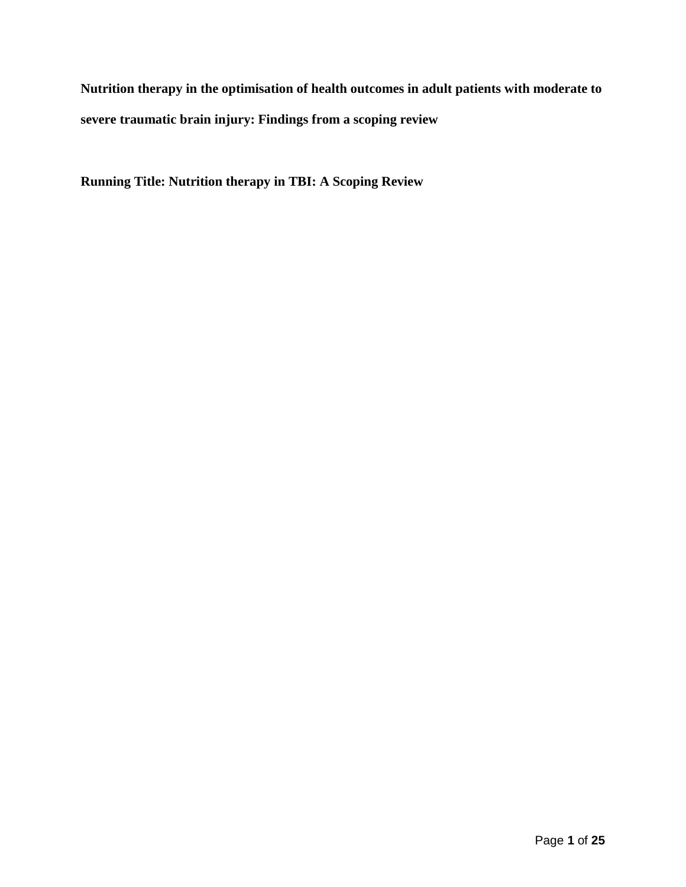# Nutrition therapy in the optimisation of health outcomes in adult patients with moderate to severe traumatic brain injury: Findings from a scoping review

**Running Title: Nutrition therapy in TBI: A Scoping Review**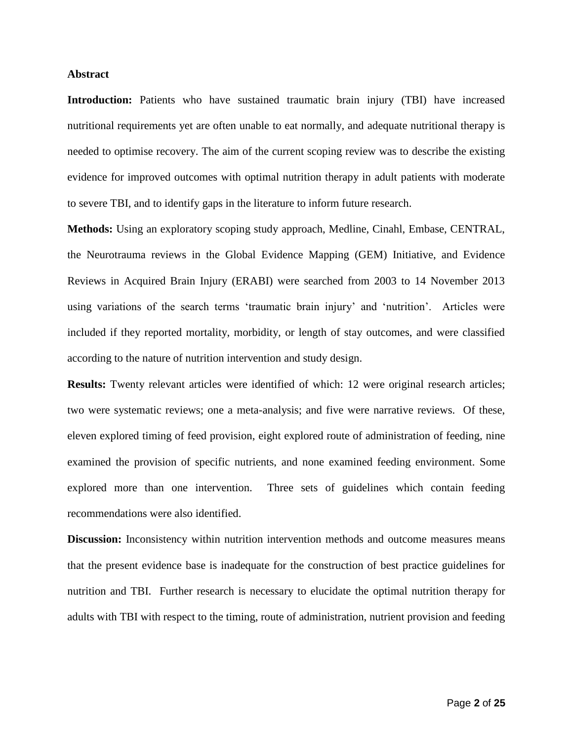**Abstract**

**Introduction:** Patients who have sustained traumatic brain injury (TBI) have increased nutritional requirements yet are often unable to eat normally, and adequate nutritional therapy is needed to optimise recovery. The aim of the current scoping review was to describe the existing evidence for improved outcomes with optimal nutrition therapy in adult patients with moderate to severe TBI, and to identify gaps in the literature to inform future research.

**Methods:** Using an exploratory scoping study approach, Medline, Cinahl, Embase, CENTRAL, the Neurotrauma reviews in the Global Evidence Mapping (GEM) Initiative, and Evidence Reviews in Acquired Brain Injury (ERABI) were searched from 2003 to 14 November 2013 using variations of the search terms 'traumatic brain injury' and 'nutrition'. Articles were included if they reported mortality, morbidity, or length of stay outcomes, and were classified according to the nature of nutrition intervention and study design.

**Results:** Twenty relevant articles were identified of which: 12 were original research articles; two were systematic reviews; one a meta-analysis; and five were narrative reviews. Of these, eleven explored timing of feed provision, eight explored route of administration of feeding, nine examined the provision of specific nutrients, and none examined feeding environment. Some explored more than one intervention. Three sets of guidelines which contain feeding recommendations were also identified.

**Discussion:** Inconsistency within nutrition intervention methods and outcome measures means that the present evidence base is inadequate for the construction of best practice guidelines for nutrition and TBI. Further research is necessary to elucidate the optimal nutrition therapy for adults with TBI with respect to the timing, route of administration, nutrient provision and feeding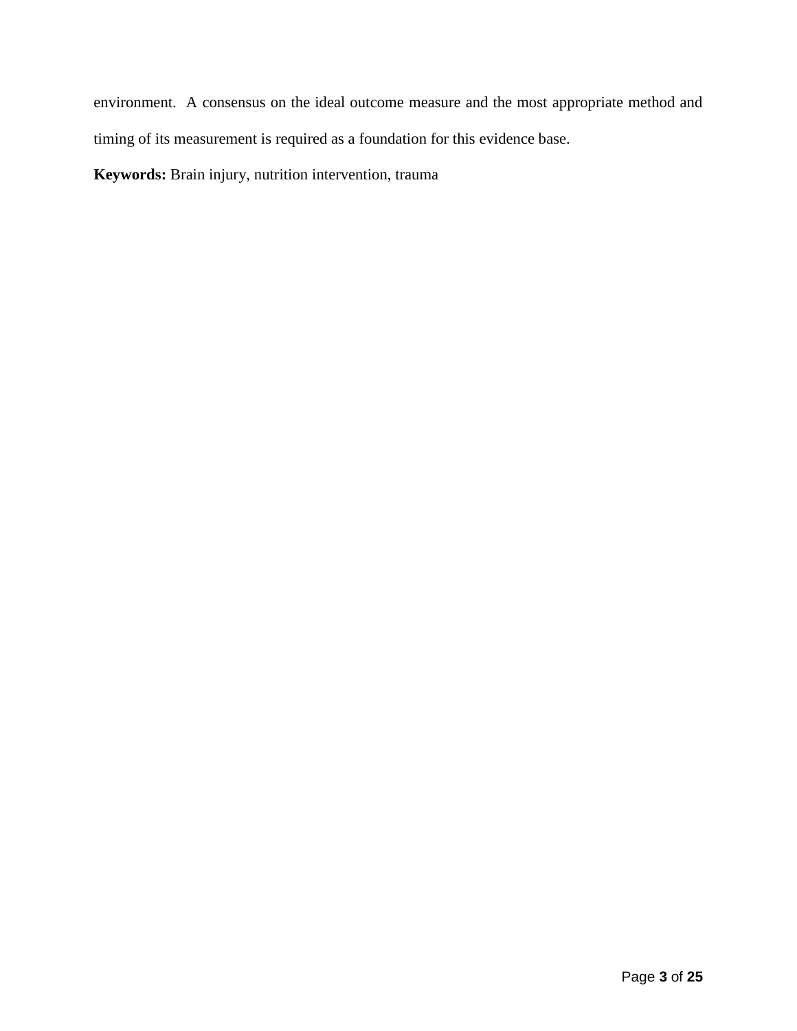environment. A consensus on the ideal outcome measure and the most appropriate method and timing of its measurement is required as a foundation for this evidence base.

**Keywords:** Brain injury, nutrition intervention, trauma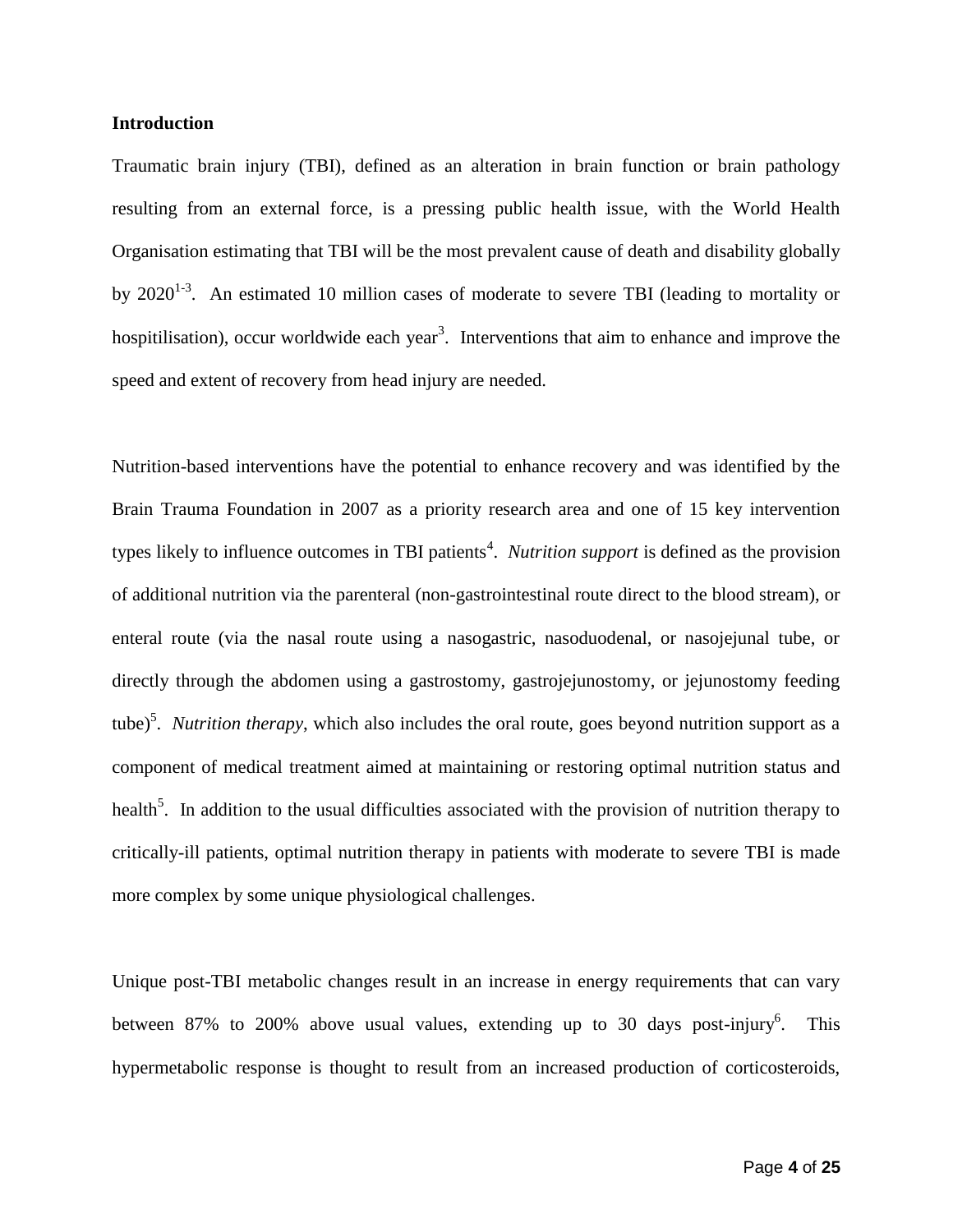## Introduction

Traumatic brain injury (TBI), defined as an alteration in brain function or brain pathology resulting from an external force, is a pressing public health issue, with the World Health Organisation estimating that TBI will be the most prevalent cause of death and disability globally by 2020[1-3]. An estimated 10 million cases of moderate to severe TBI (leading to mortality or hospitilisation), occur worldwide each year[3]. Interventions that aim to enhance and improve the speed and extent of recovery from head injury are needed.

Nutrition-based interventions have the potential to enhance recovery and was identified by the Brain Trauma Foundation in 2007 as a priority research area and one of 15 key intervention types likely to influence outcomes in TBI patients[4]. *Nutrition support* is defined as the provision of additional nutrition via the parenteral (non-gastrointestinal route direct to the blood stream), or enteral route (via the nasal route using a nasogastric, nasoduodenal, or nasojejunal tube, or directly through the abdomen using a gastrostomy, gastrojejunostomy, or jejunostomy feeding tube)[5]. *Nutrition therapy*, which also includes the oral route, goes beyond nutrition support as a component of medical treatment aimed at maintaining or restoring optimal nutrition status and health[5]. In addition to the usual difficulties associated with the provision of nutrition therapy to critically-ill patients, optimal nutrition therapy in patients with moderate to severe TBI is made more complex by some unique physiological challenges.

Unique post-TBI metabolic changes result in an increase in energy requirements that can vary between 87% to 200% above usual values, extending up to 30 days post-injury[6]. This hypermetabolic response is thought to result from an increased production of corticosteroids,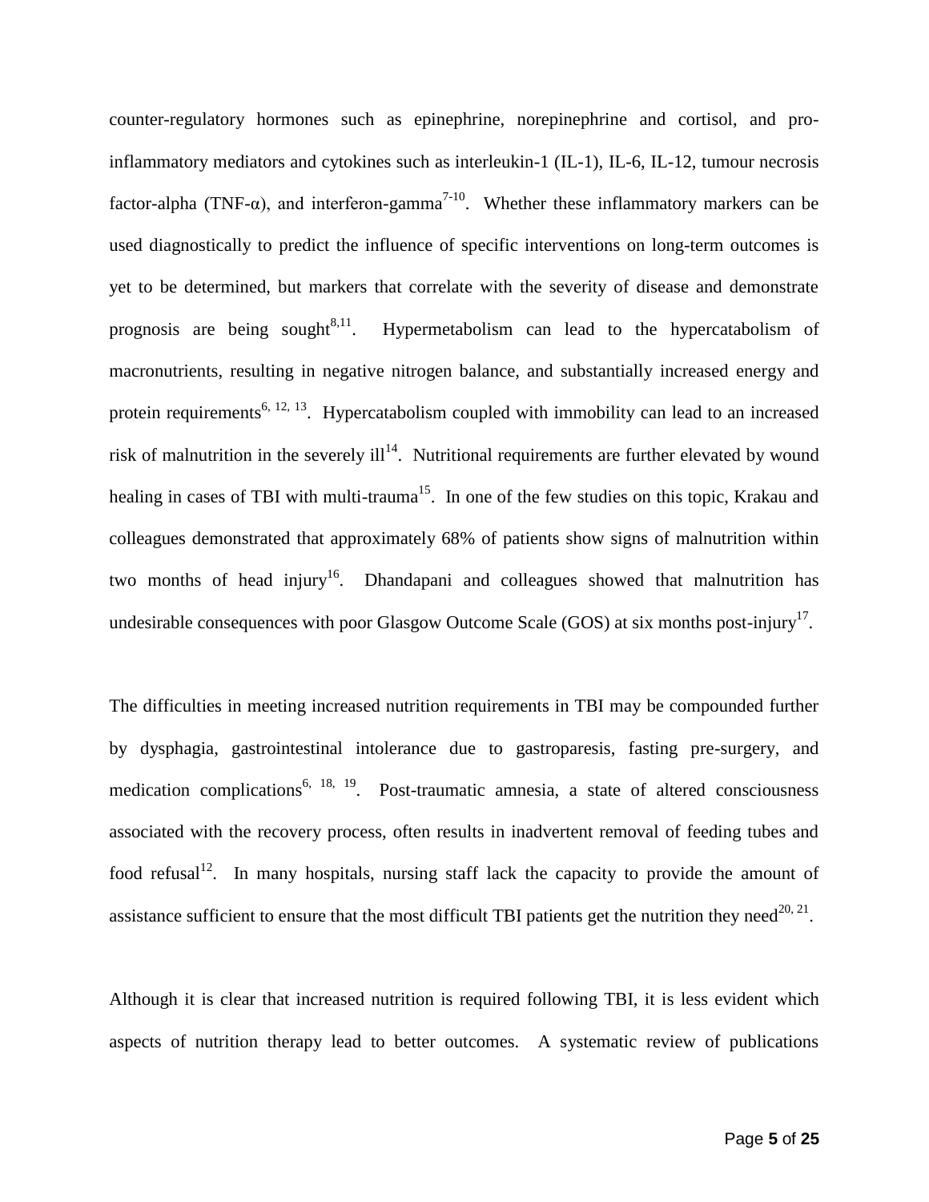counter-regulatory hormones such as epinephrine, norepinephrine and cortisol, and pro-inflammatory mediators and cytokines such as interleukin-1 (IL-1), IL-6, IL-12, tumour necrosis factor-alpha (TNF-α), and interferon-gamma[7-10]. Whether these inflammatory markers can be used diagnostically to predict the influence of specific interventions on long-term outcomes is yet to be determined, but markers that correlate with the severity of disease and demonstrate prognosis are being sought[8,11]. Hypermetabolism can lead to the hypercatabolism of macronutrients, resulting in negative nitrogen balance, and substantially increased energy and protein requirements[6, 12, 13]. Hypercatabolism coupled with immobility can lead to an increased risk of malnutrition in the severely ill[14]. Nutritional requirements are further elevated by wound healing in cases of TBI with multi-trauma[15]. In one of the few studies on this topic, Krakau and colleagues demonstrated that approximately 68% of patients show signs of malnutrition within two months of head injury[16]. Dhandapani and colleagues showed that malnutrition has undesirable consequences with poor Glasgow Outcome Scale (GOS) at six months post-injury[17].

The difficulties in meeting increased nutrition requirements in TBI may be compounded further by dysphagia, gastrointestinal intolerance due to gastroparesis, fasting pre-surgery, and medication complications[6, 18, 19]. Post-traumatic amnesia, a state of altered consciousness associated with the recovery process, often results in inadvertent removal of feeding tubes and food refusal[12]. In many hospitals, nursing staff lack the capacity to provide the amount of assistance sufficient to ensure that the most difficult TBI patients get the nutrition they need[20, 21].

Although it is clear that increased nutrition is required following TBI, it is less evident which aspects of nutrition therapy lead to better outcomes. A systematic review of publications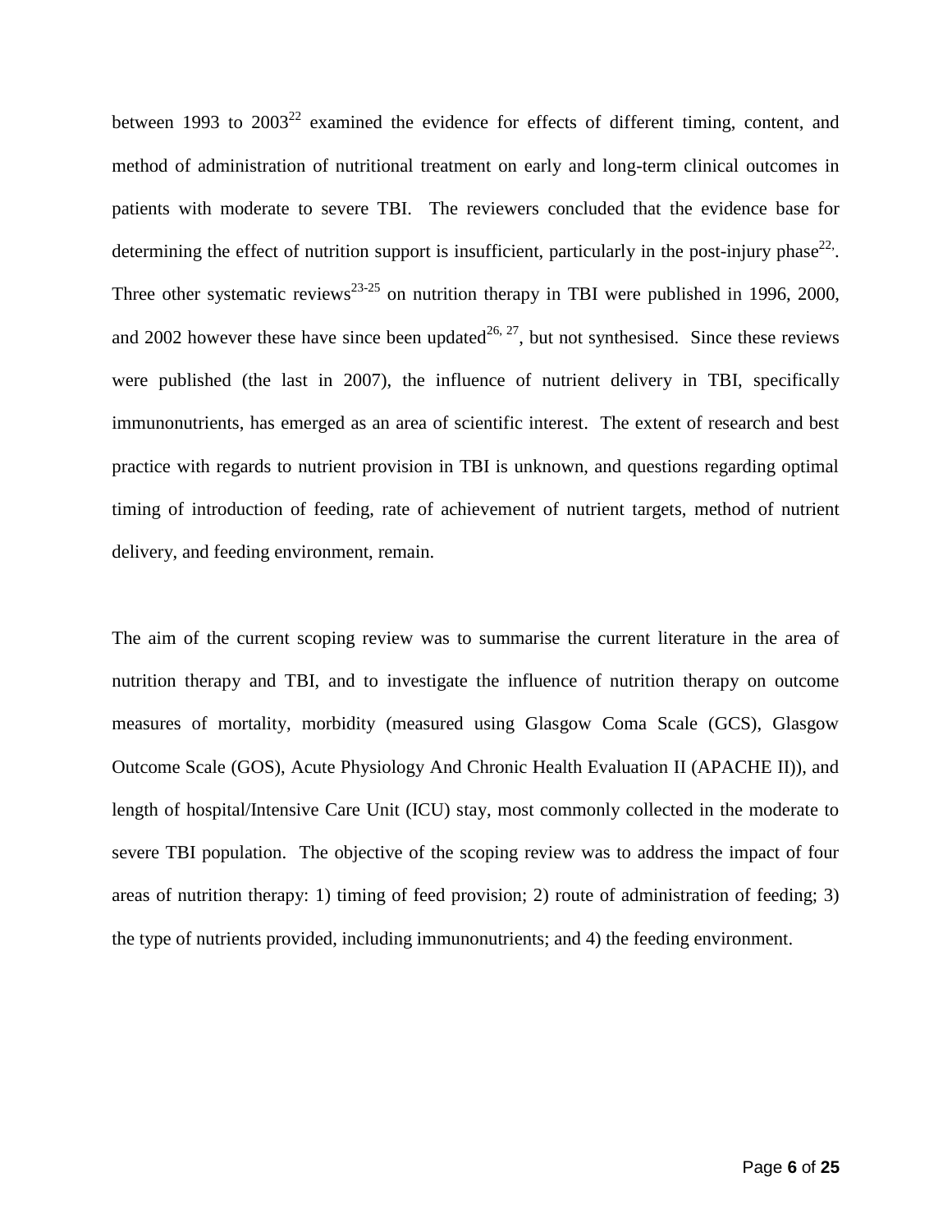between 1993 to 2003[22] examined the evidence for effects of different timing, content, and method of administration of nutritional treatment on early and long-term clinical outcomes in patients with moderate to severe TBI. The reviewers concluded that the evidence base for determining the effect of nutrition support is insufficient, particularly in the post-injury phase[22,]. Three other systematic reviews[23-25] on nutrition therapy in TBI were published in 1996, 2000, and 2002 however these have since been updated[26, 27], but not synthesised. Since these reviews were published (the last in 2007), the influence of nutrient delivery in TBI, specifically immunonutrients, has emerged as an area of scientific interest. The extent of research and best practice with regards to nutrient provision in TBI is unknown, and questions regarding optimal timing of introduction of feeding, rate of achievement of nutrient targets, method of nutrient delivery, and feeding environment, remain.

The aim of the current scoping review was to summarise the current literature in the area of nutrition therapy and TBI, and to investigate the influence of nutrition therapy on outcome measures of mortality, morbidity (measured using Glasgow Coma Scale (GCS), Glasgow Outcome Scale (GOS), Acute Physiology And Chronic Health Evaluation II (APACHE II)), and length of hospital/Intensive Care Unit (ICU) stay, most commonly collected in the moderate to severe TBI population. The objective of the scoping review was to address the impact of four areas of nutrition therapy: 1) timing of feed provision; 2) route of administration of feeding; 3) the type of nutrients provided, including immunonutrients; and 4) the feeding environment.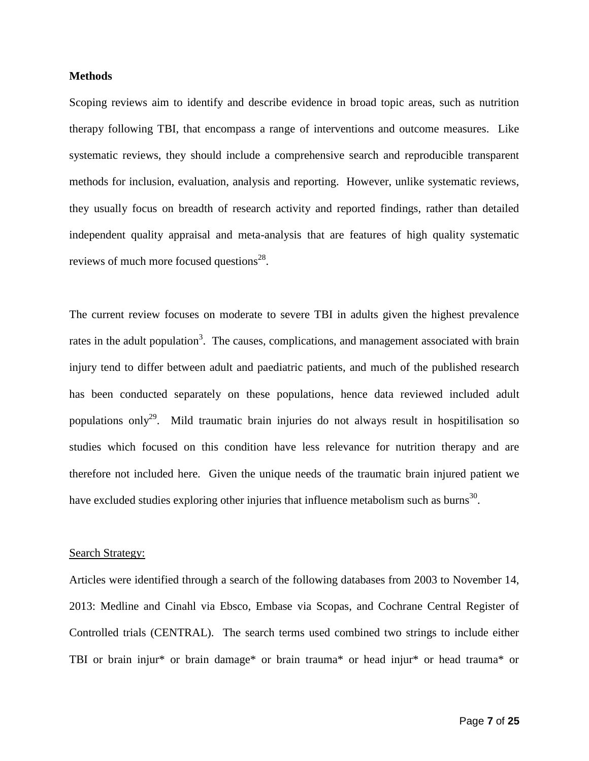**Methods**

Scoping reviews aim to identify and describe evidence in broad topic areas, such as nutrition therapy following TBI, that encompass a range of interventions and outcome measures. Like systematic reviews, they should include a comprehensive search and reproducible transparent methods for inclusion, evaluation, analysis and reporting. However, unlike systematic reviews, they usually focus on breadth of research activity and reported findings, rather than detailed independent quality appraisal and meta-analysis that are features of high quality systematic reviews of much more focused questions[28].

The current review focuses on moderate to severe TBI in adults given the highest prevalence rates in the adult population[3]. The causes, complications, and management associated with brain injury tend to differ between adult and paediatric patients, and much of the published research has been conducted separately on these populations, hence data reviewed included adult populations only[29]. Mild traumatic brain injuries do not always result in hospitilisation so studies which focused on this condition have less relevance for nutrition therapy and are therefore not included here. Given the unique needs of the traumatic brain injured patient we have excluded studies exploring other injuries that influence metabolism such as burns[30].

<u>Search Strategy:</u>

Articles were identified through a search of the following databases from 2003 to November 14, 2013: Medline and Cinahl via Ebsco, Embase via Scopas, and Cochrane Central Register of Controlled trials (CENTRAL). The search terms used combined two strings to include either TBI or brain injur* or brain damage* or brain trauma* or head injur* or head trauma* or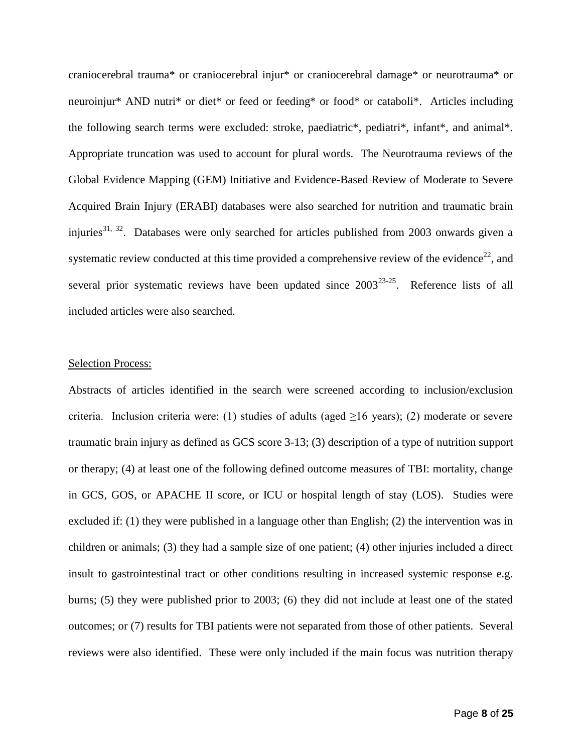craniocerebral trauma* or craniocerebral injur* or craniocerebral damage* or neurotrauma* or neuroinjur* AND nutri* or diet* or feed or feeding* or food* or cataboli*. Articles including the following search terms were excluded: stroke, paediatric*, pediatri*, infant*, and animal*. Appropriate truncation was used to account for plural words. The Neurotrauma reviews of the Global Evidence Mapping (GEM) Initiative and Evidence-Based Review of Moderate to Severe Acquired Brain Injury (ERABI) databases were also searched for nutrition and traumatic brain injuries[31, 32]. Databases were only searched for articles published from 2003 onwards given a systematic review conducted at this time provided a comprehensive review of the evidence[22], and several prior systematic reviews have been updated since 2003[23-25]. Reference lists of all included articles were also searched.

Selection Process:

Abstracts of articles identified in the search were screened according to inclusion/exclusion criteria. Inclusion criteria were: (1) studies of adults (aged ≥16 years); (2) moderate or severe traumatic brain injury as defined as GCS score 3-13; (3) description of a type of nutrition support or therapy; (4) at least one of the following defined outcome measures of TBI: mortality, change in GCS, GOS, or APACHE II score, or ICU or hospital length of stay (LOS). Studies were excluded if: (1) they were published in a language other than English; (2) the intervention was in children or animals; (3) they had a sample size of one patient; (4) other injuries included a direct insult to gastrointestinal tract or other conditions resulting in increased systemic response e.g. burns; (5) they were published prior to 2003; (6) they did not include at least one of the stated outcomes; or (7) results for TBI patients were not separated from those of other patients. Several reviews were also identified. These were only included if the main focus was nutrition therapy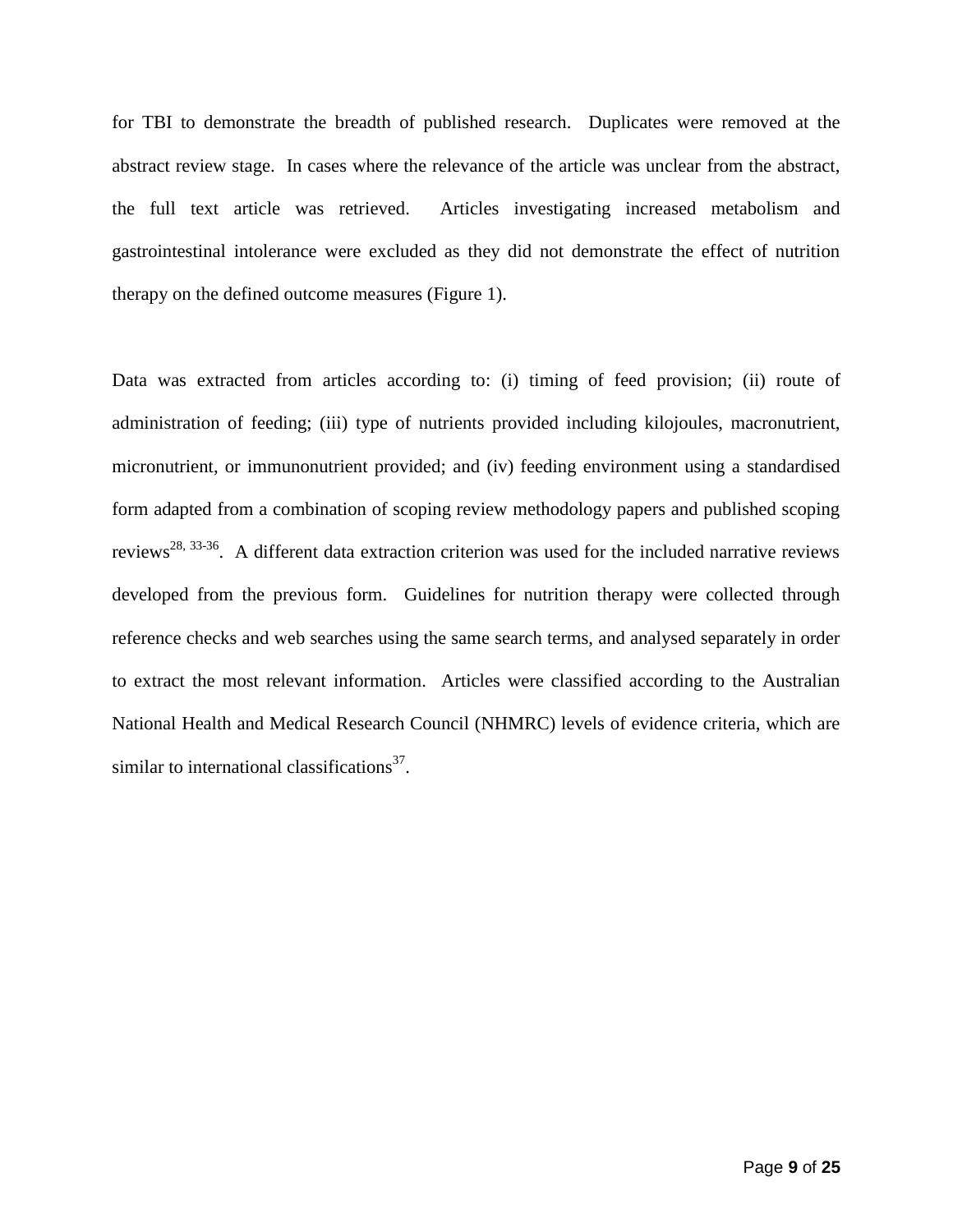for TBI to demonstrate the breadth of published research. Duplicates were removed at the abstract review stage. In cases where the relevance of the article was unclear from the abstract, the full text article was retrieved. Articles investigating increased metabolism and gastrointestinal intolerance were excluded as they did not demonstrate the effect of nutrition therapy on the defined outcome measures (Figure 1).

Data was extracted from articles according to: (i) timing of feed provision; (ii) route of administration of feeding; (iii) type of nutrients provided including kilojoules, macronutrient, micronutrient, or immunonutrient provided; and (iv) feeding environment using a standardised form adapted from a combination of scoping review methodology papers and published scoping reviews[28, 33-36]. A different data extraction criterion was used for the included narrative reviews developed from the previous form. Guidelines for nutrition therapy were collected through reference checks and web searches using the same search terms, and analysed separately in order to extract the most relevant information. Articles were classified according to the Australian National Health and Medical Research Council (NHMRC) levels of evidence criteria, which are similar to international classifications[37].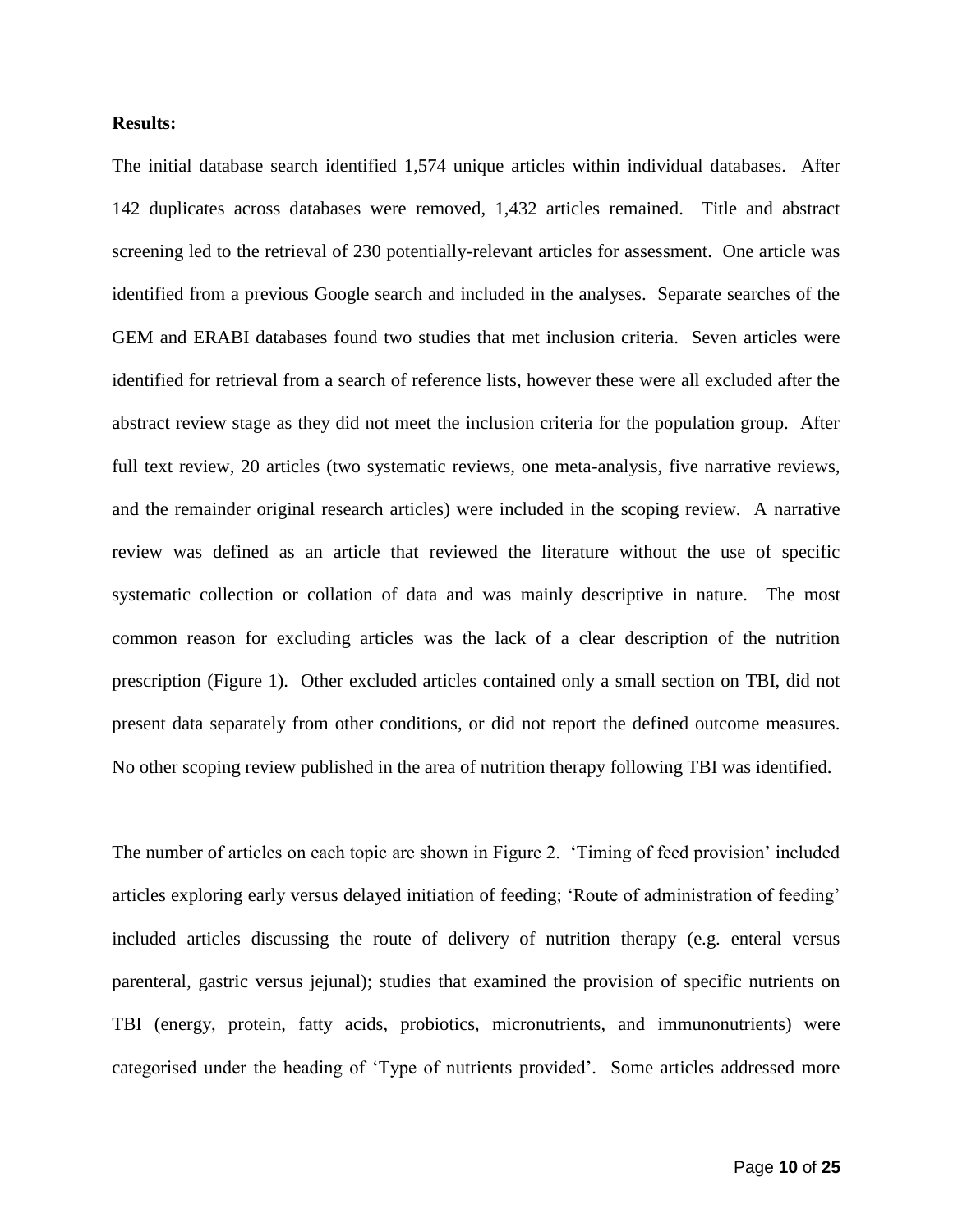**Results:**

The initial database search identified 1,574 unique articles within individual databases. After 142 duplicates across databases were removed, 1,432 articles remained. Title and abstract screening led to the retrieval of 230 potentially-relevant articles for assessment. One article was identified from a previous Google search and included in the analyses. Separate searches of the GEM and ERABI databases found two studies that met inclusion criteria. Seven articles were identified for retrieval from a search of reference lists, however these were all excluded after the abstract review stage as they did not meet the inclusion criteria for the population group. After full text review, 20 articles (two systematic reviews, one meta-analysis, five narrative reviews, and the remainder original research articles) were included in the scoping review. A narrative review was defined as an article that reviewed the literature without the use of specific systematic collection or collation of data and was mainly descriptive in nature. The most common reason for excluding articles was the lack of a clear description of the nutrition prescription (Figure 1). Other excluded articles contained only a small section on TBI, did not present data separately from other conditions, or did not report the defined outcome measures. No other scoping review published in the area of nutrition therapy following TBI was identified.

The number of articles on each topic are shown in Figure 2. 'Timing of feed provision' included articles exploring early versus delayed initiation of feeding; 'Route of administration of feeding' included articles discussing the route of delivery of nutrition therapy (e.g. enteral versus parenteral, gastric versus jejunal); studies that examined the provision of specific nutrients on TBI (energy, protein, fatty acids, probiotics, micronutrients, and immunonutrients) were categorised under the heading of 'Type of nutrients provided'. Some articles addressed more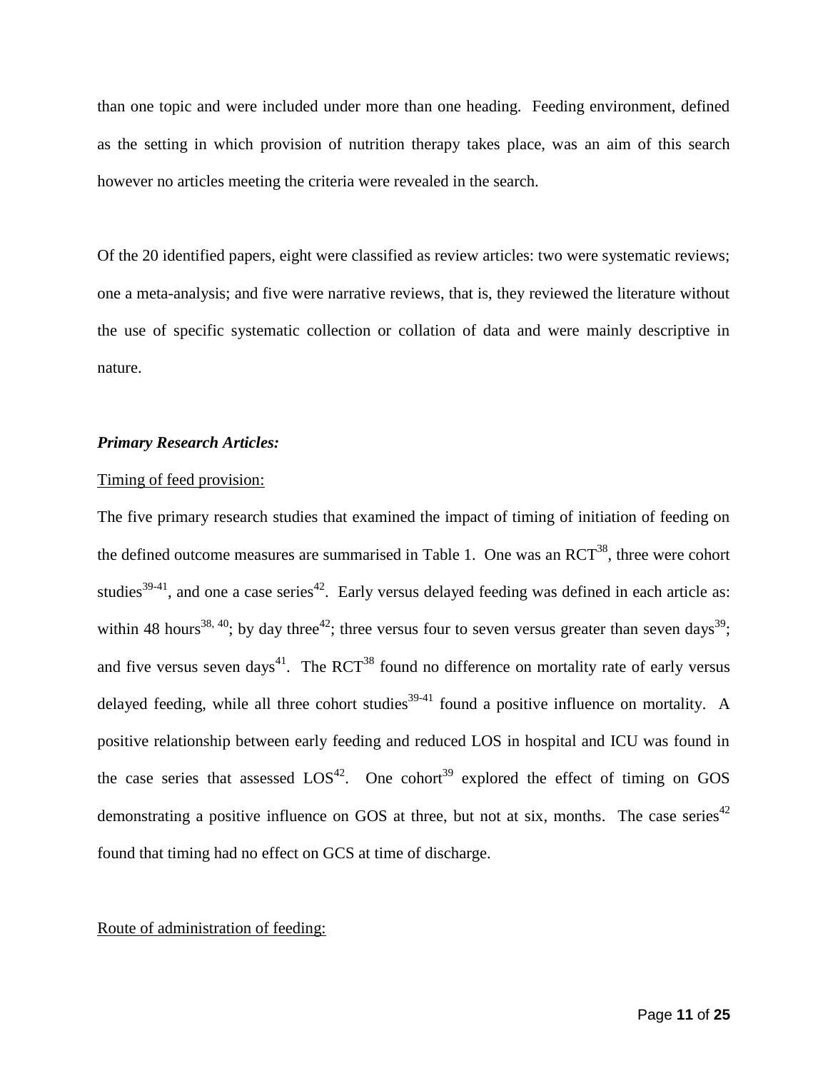than one topic and were included under more than one heading. Feeding environment, defined as the setting in which provision of nutrition therapy takes place, was an aim of this search however no articles meeting the criteria were revealed in the search.

Of the 20 identified papers, eight were classified as review articles: two were systematic reviews; one a meta-analysis; and five were narrative reviews, that is, they reviewed the literature without the use of specific systematic collection or collation of data and were mainly descriptive in nature.

### *Primary Research Articles:*

Timing of feed provision:

The five primary research studies that examined the impact of timing of initiation of feeding on the defined outcome measures are summarised in Table 1. One was an RCT[38], three were cohort studies[39-41], and one a case series[42]. Early versus delayed feeding was defined in each article as: within 48 hours[38, 40]; by day three[42]; three versus four to seven versus greater than seven days[39]; and five versus seven days[41]. The RCT[38] found no difference on mortality rate of early versus delayed feeding, while all three cohort studies[39-41] found a positive influence on mortality. A positive relationship between early feeding and reduced LOS in hospital and ICU was found in the case series that assessed LOS[42]. One cohort[39] explored the effect of timing on GOS demonstrating a positive influence on GOS at three, but not at six, months. The case series[42] found that timing had no effect on GCS at time of discharge.

Route of administration of feeding: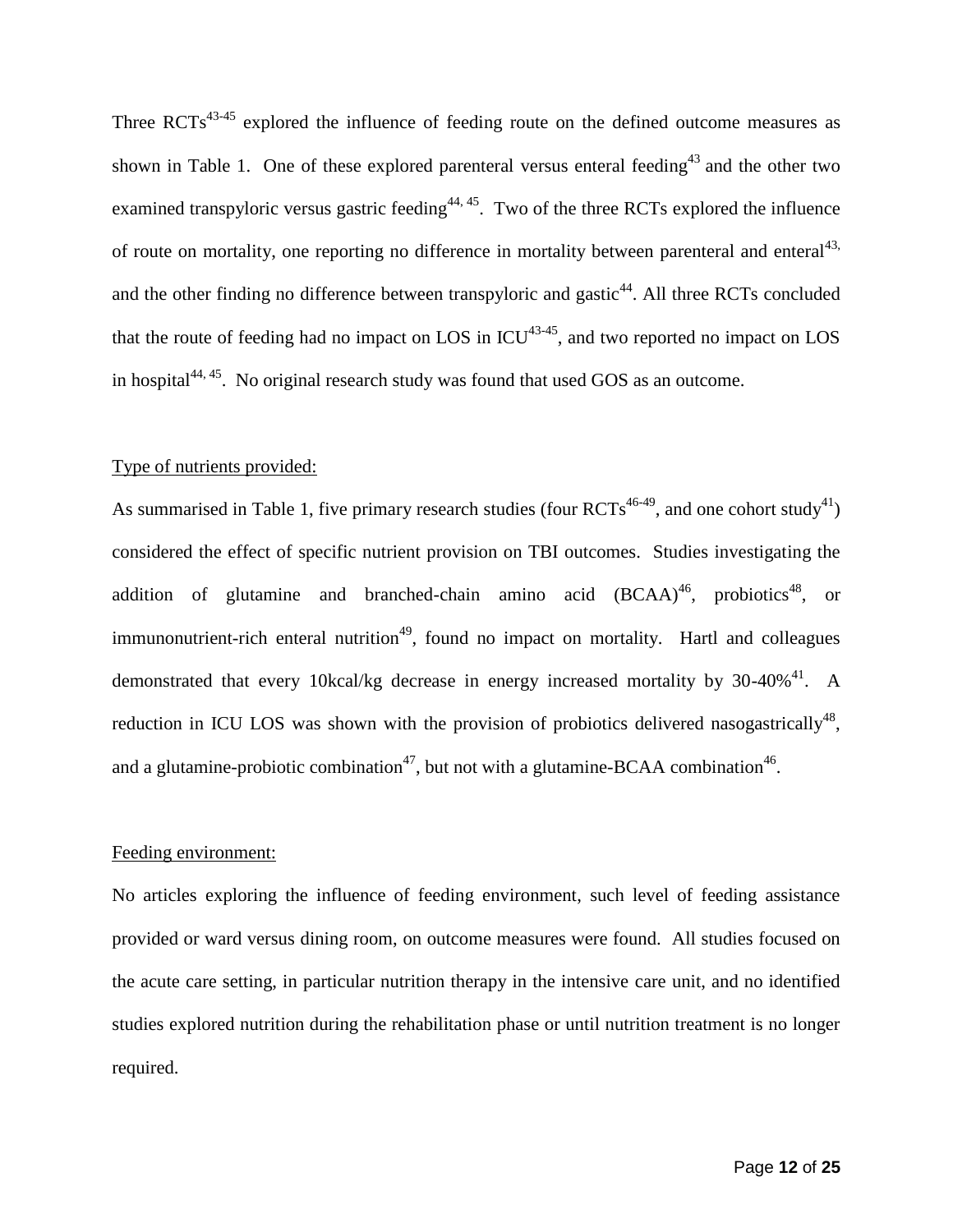Three RCTs[43-45] explored the influence of feeding route on the defined outcome measures as shown in Table 1. One of these explored parenteral versus enteral feeding[43] and the other two examined transpyloric versus gastric feeding[44, 45]. Two of the three RCTs explored the influence of route on mortality, one reporting no difference in mortality between parenteral and enteral[43,] and the other finding no difference between transpyloric and gastic[44]. All three RCTs concluded that the route of feeding had no impact on LOS in ICU[43-45], and two reported no impact on LOS in hospital[44, 45]. No original research study was found that used GOS as an outcome.

Type of nutrients provided:

As summarised in Table 1, five primary research studies (four RCTs[46-49], and one cohort study[41]) considered the effect of specific nutrient provision on TBI outcomes. Studies investigating the addition of glutamine and branched-chain amino acid (BCAA)[46], probiotics[48], or immunonutrient-rich enteral nutrition[49], found no impact on mortality. Hartl and colleagues demonstrated that every 10kcal/kg decrease in energy increased mortality by 30-40%[41]. A reduction in ICU LOS was shown with the provision of probiotics delivered nasogastrically[48], and a glutamine-probiotic combination[47], but not with a glutamine-BCAA combination[46].

Feeding environment:

No articles exploring the influence of feeding environment, such level of feeding assistance provided or ward versus dining room, on outcome measures were found. All studies focused on the acute care setting, in particular nutrition therapy in the intensive care unit, and no identified studies explored nutrition during the rehabilitation phase or until nutrition treatment is no longer required.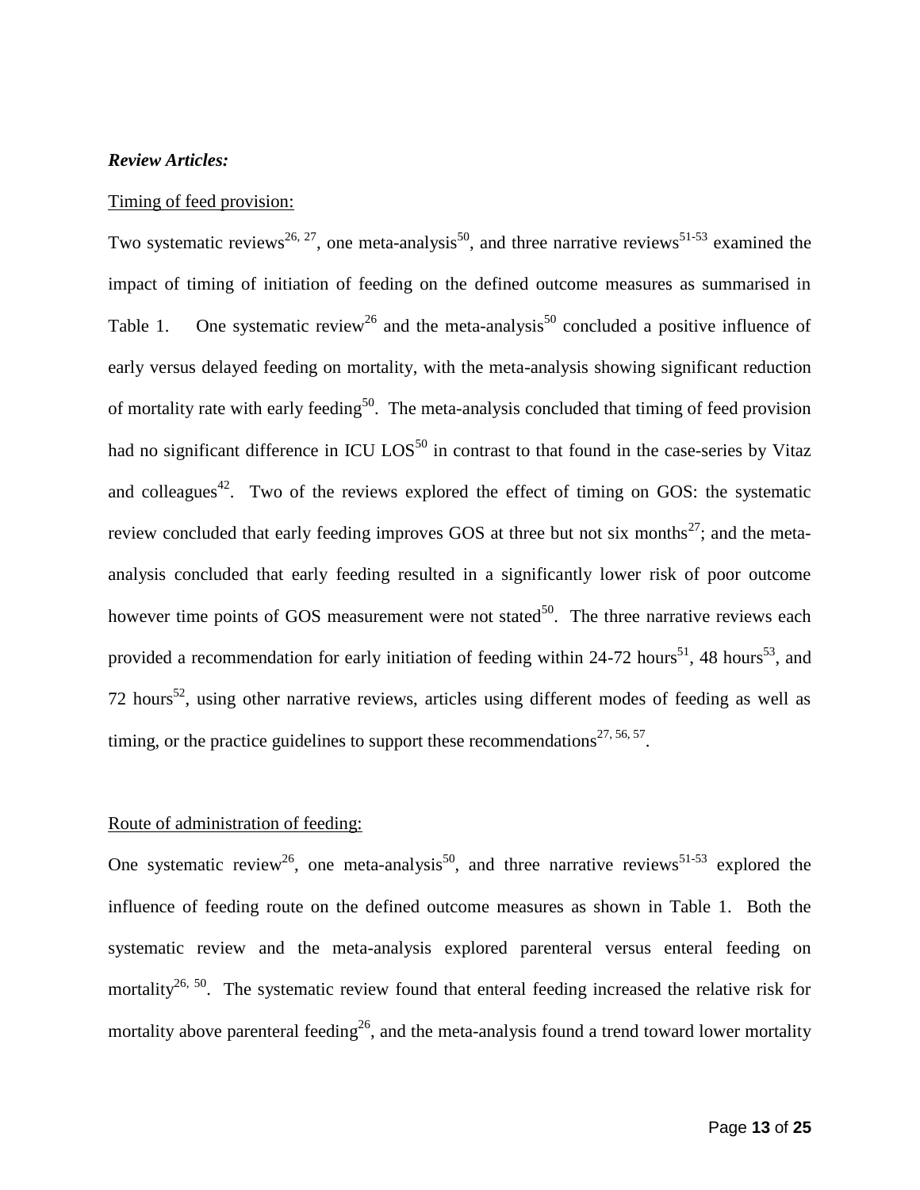***Review Articles:***

Timing of feed provision:

Two systematic reviews[26, 27], one meta-analysis[50], and three narrative reviews[51-53] examined the impact of timing of initiation of feeding on the defined outcome measures as summarised in Table 1. One systematic review[26] and the meta-analysis[50] concluded a positive influence of early versus delayed feeding on mortality, with the meta-analysis showing significant reduction of mortality rate with early feeding[50]. The meta-analysis concluded that timing of feed provision had no significant difference in ICU LOS[50] in contrast to that found in the case-series by Vitaz and colleagues[42]. Two of the reviews explored the effect of timing on GOS: the systematic review concluded that early feeding improves GOS at three but not six months[27]; and the meta-analysis concluded that early feeding resulted in a significantly lower risk of poor outcome however time points of GOS measurement were not stated[50]. The three narrative reviews each provided a recommendation for early initiation of feeding within 24-72 hours[51], 48 hours[53], and 72 hours[52], using other narrative reviews, articles using different modes of feeding as well as timing, or the practice guidelines to support these recommendations[27, 56, 57].

Route of administration of feeding:

One systematic review[26], one meta-analysis[50], and three narrative reviews[51-53] explored the influence of feeding route on the defined outcome measures as shown in Table 1. Both the systematic review and the meta-analysis explored parenteral versus enteral feeding on mortality[26, 50]. The systematic review found that enteral feeding increased the relative risk for mortality above parenteral feeding[26], and the meta-analysis found a trend toward lower mortality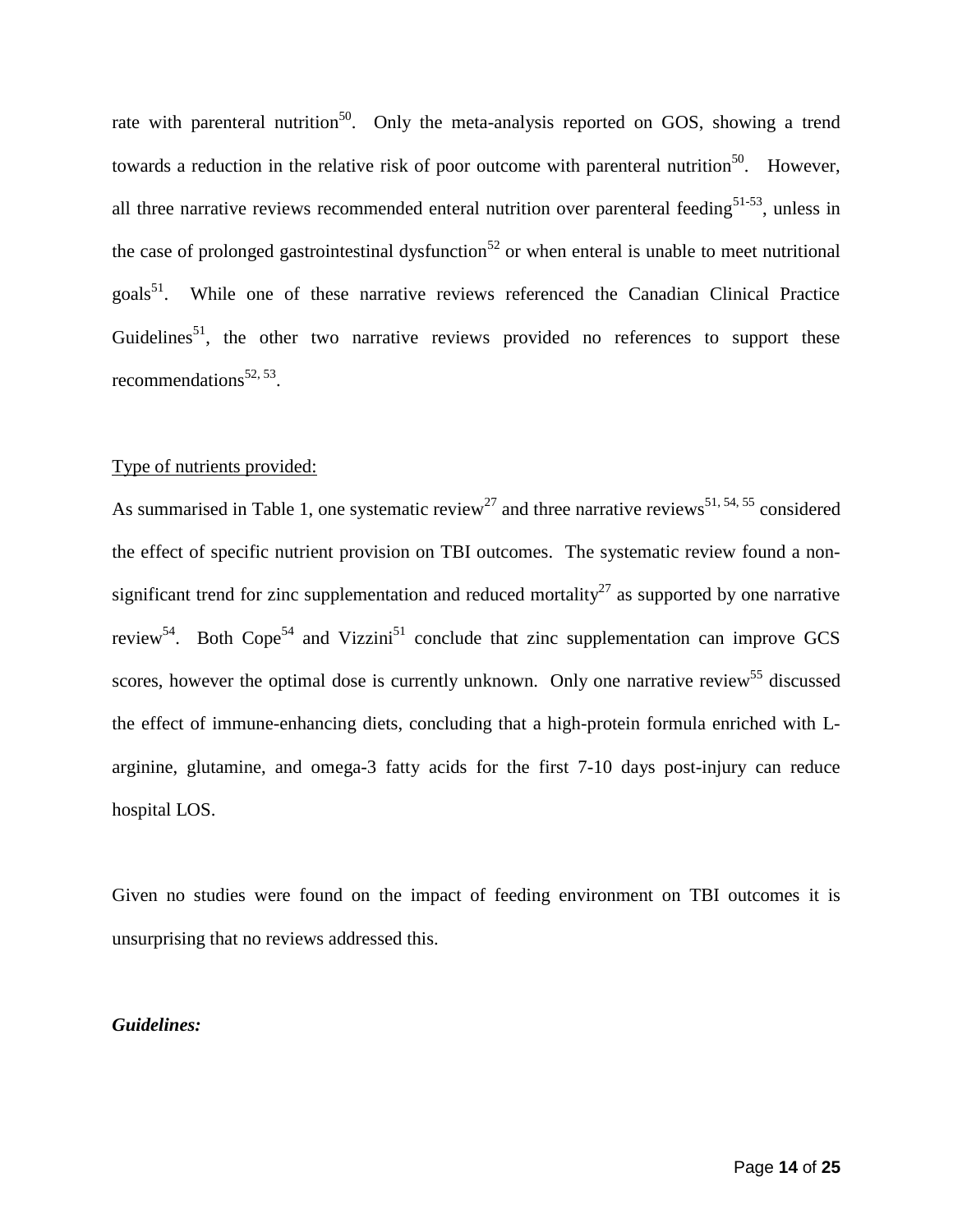rate with parenteral nutrition[50]. Only the meta-analysis reported on GOS, showing a trend towards a reduction in the relative risk of poor outcome with parenteral nutrition[50]. However, all three narrative reviews recommended enteral nutrition over parenteral feeding[51-53], unless in the case of prolonged gastrointestinal dysfunction[52] or when enteral is unable to meet nutritional goals[51]. While one of these narrative reviews referenced the Canadian Clinical Practice Guidelines[51], the other two narrative reviews provided no references to support these recommendations[52, 53].

Type of nutrients provided:

As summarised in Table 1, one systematic review[27] and three narrative reviews[51, 54, 55] considered the effect of specific nutrient provision on TBI outcomes. The systematic review found a non-significant trend for zinc supplementation and reduced mortality[27] as supported by one narrative review[54]. Both Cope[54] and Vizzini[51] conclude that zinc supplementation can improve GCS scores, however the optimal dose is currently unknown. Only one narrative review[55] discussed the effect of immune-enhancing diets, concluding that a high-protein formula enriched with L-arginine, glutamine, and omega-3 fatty acids for the first 7-10 days post-injury can reduce hospital LOS.

Given no studies were found on the impact of feeding environment on TBI outcomes it is unsurprising that no reviews addressed this.

***Guidelines:***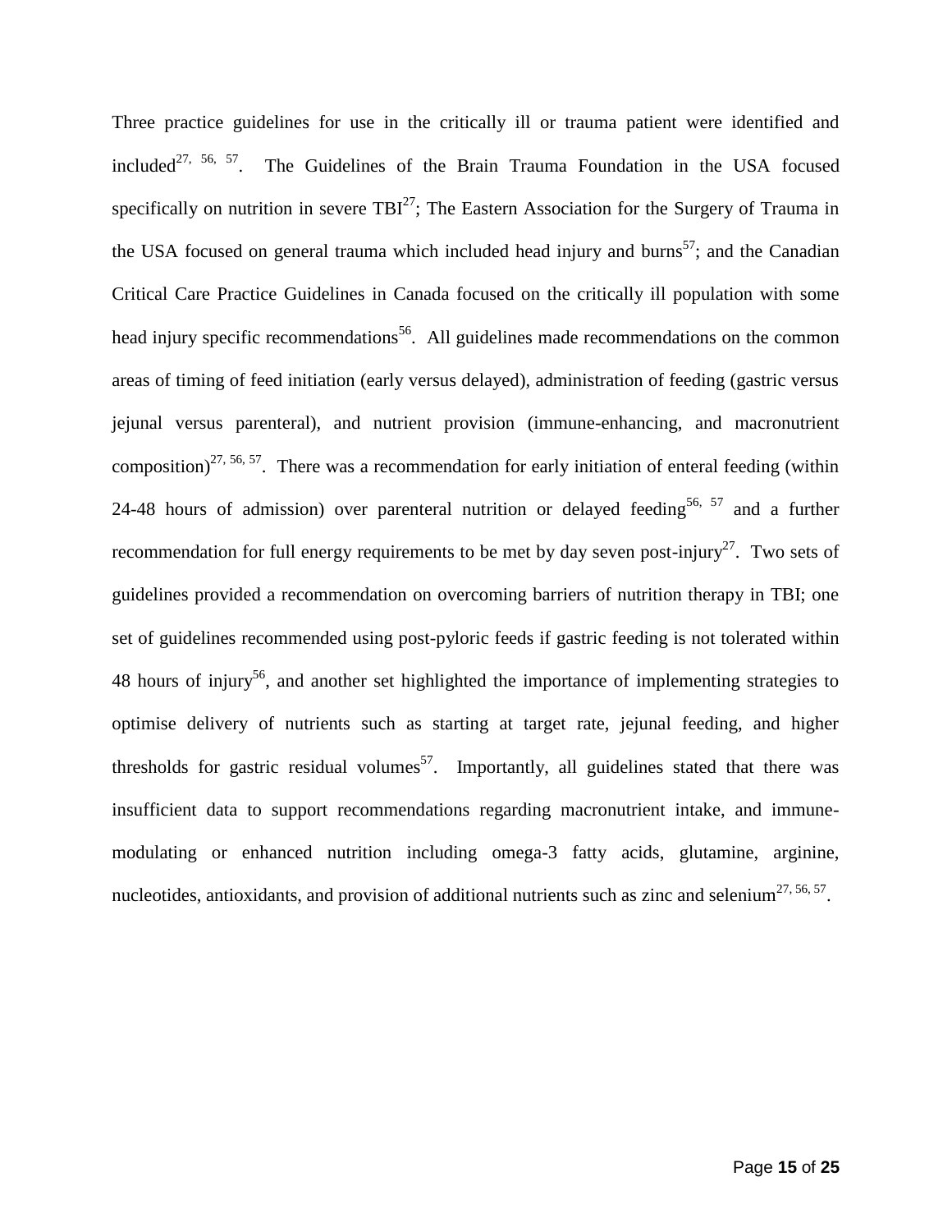Three practice guidelines for use in the critically ill or trauma patient were identified and included[27, 56, 57]. The Guidelines of the Brain Trauma Foundation in the USA focused specifically on nutrition in severe TBI[27]; The Eastern Association for the Surgery of Trauma in the USA focused on general trauma which included head injury and burns[57]; and the Canadian Critical Care Practice Guidelines in Canada focused on the critically ill population with some head injury specific recommendations[56]. All guidelines made recommendations on the common areas of timing of feed initiation (early versus delayed), administration of feeding (gastric versus jejunal versus parenteral), and nutrient provision (immune-enhancing, and macronutrient composition)[27, 56, 57]. There was a recommendation for early initiation of enteral feeding (within 24-48 hours of admission) over parenteral nutrition or delayed feeding[56, 57] and a further recommendation for full energy requirements to be met by day seven post-injury[27]. Two sets of guidelines provided a recommendation on overcoming barriers of nutrition therapy in TBI; one set of guidelines recommended using post-pyloric feeds if gastric feeding is not tolerated within 48 hours of injury[56], and another set highlighted the importance of implementing strategies to optimise delivery of nutrients such as starting at target rate, jejunal feeding, and higher thresholds for gastric residual volumes[57]. Importantly, all guidelines stated that there was insufficient data to support recommendations regarding macronutrient intake, and immune-modulating or enhanced nutrition including omega-3 fatty acids, glutamine, arginine, nucleotides, antioxidants, and provision of additional nutrients such as zinc and selenium[27, 56, 57].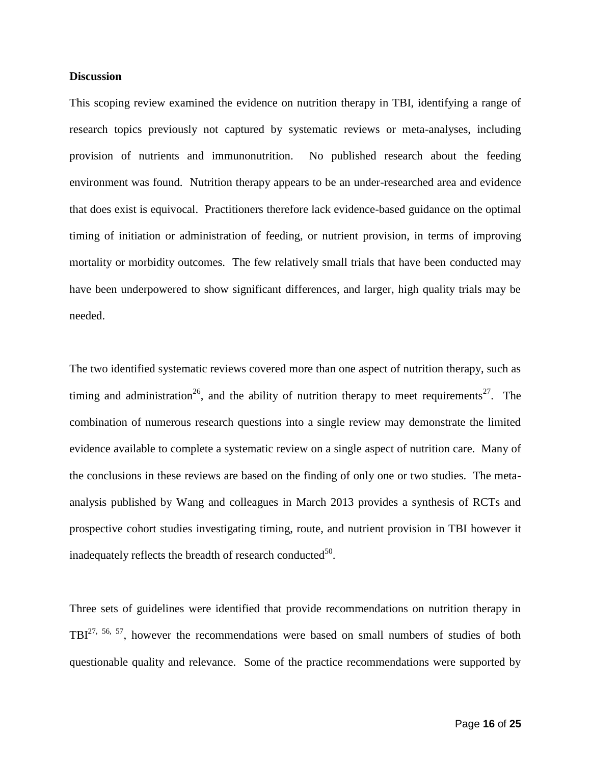**Discussion**

This scoping review examined the evidence on nutrition therapy in TBI, identifying a range of research topics previously not captured by systematic reviews or meta-analyses, including provision of nutrients and immunonutrition. No published research about the feeding environment was found. Nutrition therapy appears to be an under-researched area and evidence that does exist is equivocal. Practitioners therefore lack evidence-based guidance on the optimal timing of initiation or administration of feeding, or nutrient provision, in terms of improving mortality or morbidity outcomes. The few relatively small trials that have been conducted may have been underpowered to show significant differences, and larger, high quality trials may be needed.

The two identified systematic reviews covered more than one aspect of nutrition therapy, such as timing and administration[26], and the ability of nutrition therapy to meet requirements[27]. The combination of numerous research questions into a single review may demonstrate the limited evidence available to complete a systematic review on a single aspect of nutrition care. Many of the conclusions in these reviews are based on the finding of only one or two studies. The meta-analysis published by Wang and colleagues in March 2013 provides a synthesis of RCTs and prospective cohort studies investigating timing, route, and nutrient provision in TBI however it inadequately reflects the breadth of research conducted[50].

Three sets of guidelines were identified that provide recommendations on nutrition therapy in TBI[27, 56, 57], however the recommendations were based on small numbers of studies of both questionable quality and relevance. Some of the practice recommendations were supported by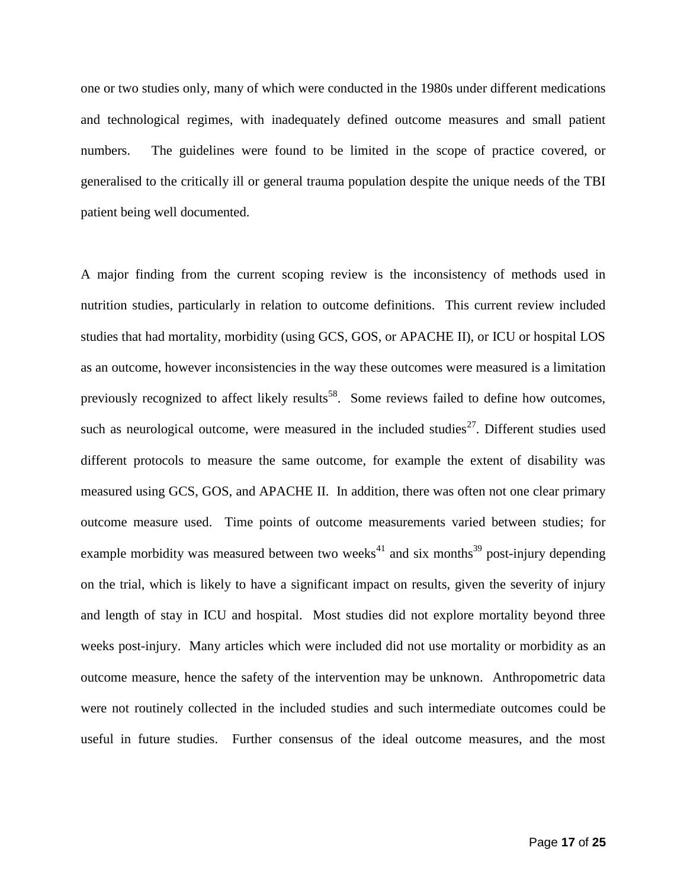one or two studies only, many of which were conducted in the 1980s under different medications and technological regimes, with inadequately defined outcome measures and small patient numbers. The guidelines were found to be limited in the scope of practice covered, or generalised to the critically ill or general trauma population despite the unique needs of the TBI patient being well documented.

A major finding from the current scoping review is the inconsistency of methods used in nutrition studies, particularly in relation to outcome definitions. This current review included studies that had mortality, morbidity (using GCS, GOS, or APACHE II), or ICU or hospital LOS as an outcome, however inconsistencies in the way these outcomes were measured is a limitation previously recognized to affect likely results[58]. Some reviews failed to define how outcomes, such as neurological outcome, were measured in the included studies[27]. Different studies used different protocols to measure the same outcome, for example the extent of disability was measured using GCS, GOS, and APACHE II. In addition, there was often not one clear primary outcome measure used. Time points of outcome measurements varied between studies; for example morbidity was measured between two weeks[41] and six months[39] post-injury depending on the trial, which is likely to have a significant impact on results, given the severity of injury and length of stay in ICU and hospital. Most studies did not explore mortality beyond three weeks post-injury. Many articles which were included did not use mortality or morbidity as an outcome measure, hence the safety of the intervention may be unknown. Anthropometric data were not routinely collected in the included studies and such intermediate outcomes could be useful in future studies. Further consensus of the ideal outcome measures, and the most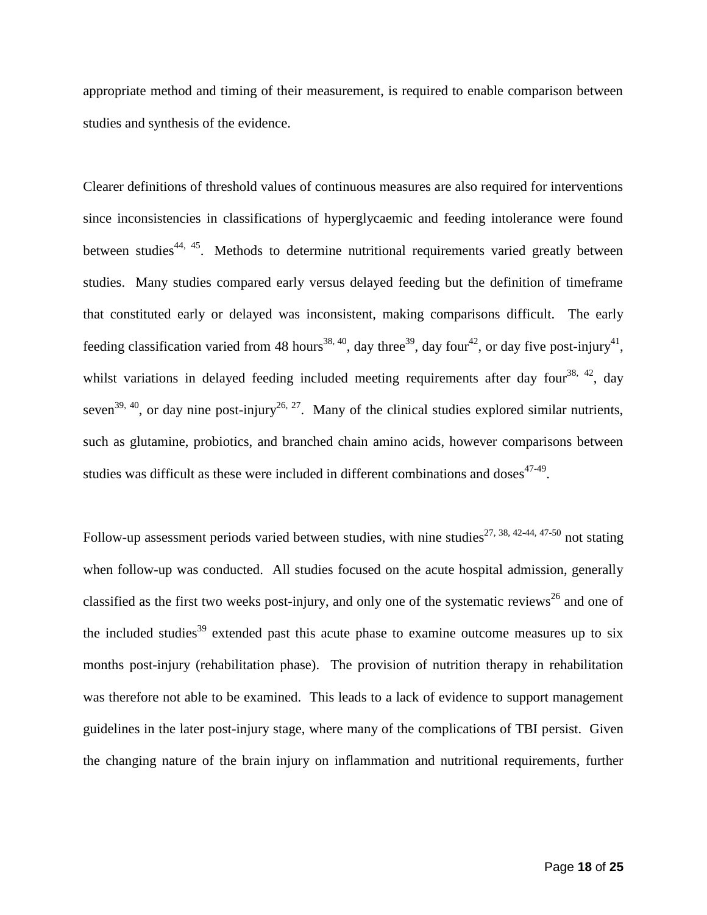appropriate method and timing of their measurement, is required to enable comparison between studies and synthesis of the evidence.

Clearer definitions of threshold values of continuous measures are also required for interventions since inconsistencies in classifications of hyperglycaemic and feeding intolerance were found between studies[44, 45]. Methods to determine nutritional requirements varied greatly between studies. Many studies compared early versus delayed feeding but the definition of timeframe that constituted early or delayed was inconsistent, making comparisons difficult. The early feeding classification varied from 48 hours[38, 40], day three[39], day four[42], or day five post-injury[41], whilst variations in delayed feeding included meeting requirements after day four[38, 42], day seven[39, 40], or day nine post-injury[26, 27]. Many of the clinical studies explored similar nutrients, such as glutamine, probiotics, and branched chain amino acids, however comparisons between studies was difficult as these were included in different combinations and doses[47-49].

Follow-up assessment periods varied between studies, with nine studies[27, 38, 42-44, 47-50] not stating when follow-up was conducted. All studies focused on the acute hospital admission, generally classified as the first two weeks post-injury, and only one of the systematic reviews[26] and one of the included studies[39] extended past this acute phase to examine outcome measures up to six months post-injury (rehabilitation phase). The provision of nutrition therapy in rehabilitation was therefore not able to be examined. This leads to a lack of evidence to support management guidelines in the later post-injury stage, where many of the complications of TBI persist. Given the changing nature of the brain injury on inflammation and nutritional requirements, further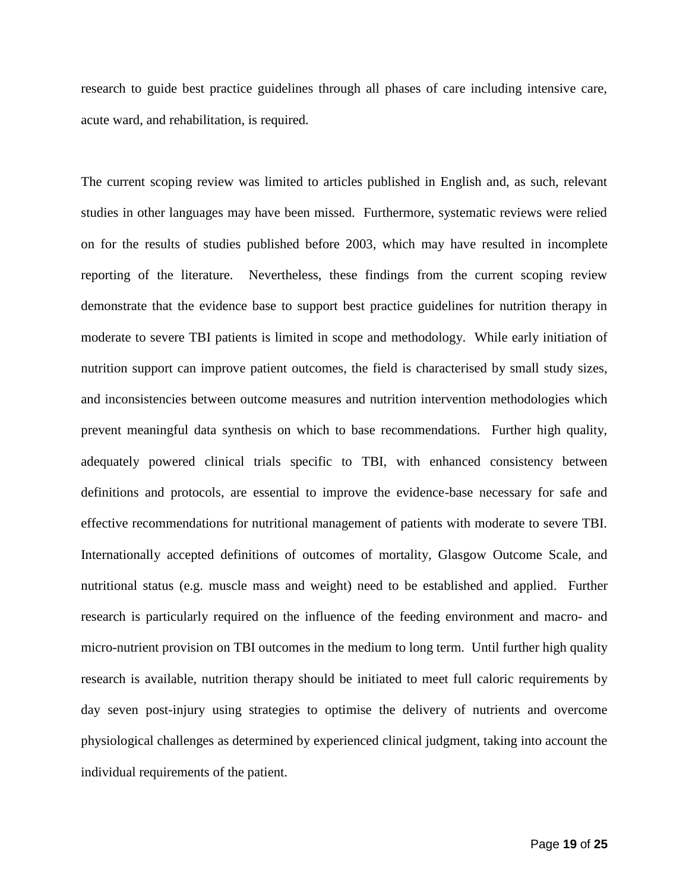research to guide best practice guidelines through all phases of care including intensive care, acute ward, and rehabilitation, is required.

The current scoping review was limited to articles published in English and, as such, relevant studies in other languages may have been missed. Furthermore, systematic reviews were relied on for the results of studies published before 2003, which may have resulted in incomplete reporting of the literature. Nevertheless, these findings from the current scoping review demonstrate that the evidence base to support best practice guidelines for nutrition therapy in moderate to severe TBI patients is limited in scope and methodology. While early initiation of nutrition support can improve patient outcomes, the field is characterised by small study sizes, and inconsistencies between outcome measures and nutrition intervention methodologies which prevent meaningful data synthesis on which to base recommendations. Further high quality, adequately powered clinical trials specific to TBI, with enhanced consistency between definitions and protocols, are essential to improve the evidence-base necessary for safe and effective recommendations for nutritional management of patients with moderate to severe TBI. Internationally accepted definitions of outcomes of mortality, Glasgow Outcome Scale, and nutritional status (e.g. muscle mass and weight) need to be established and applied. Further research is particularly required on the influence of the feeding environment and macro- and micro-nutrient provision on TBI outcomes in the medium to long term. Until further high quality research is available, nutrition therapy should be initiated to meet full caloric requirements by day seven post-injury using strategies to optimise the delivery of nutrients and overcome physiological challenges as determined by experienced clinical judgment, taking into account the individual requirements of the patient.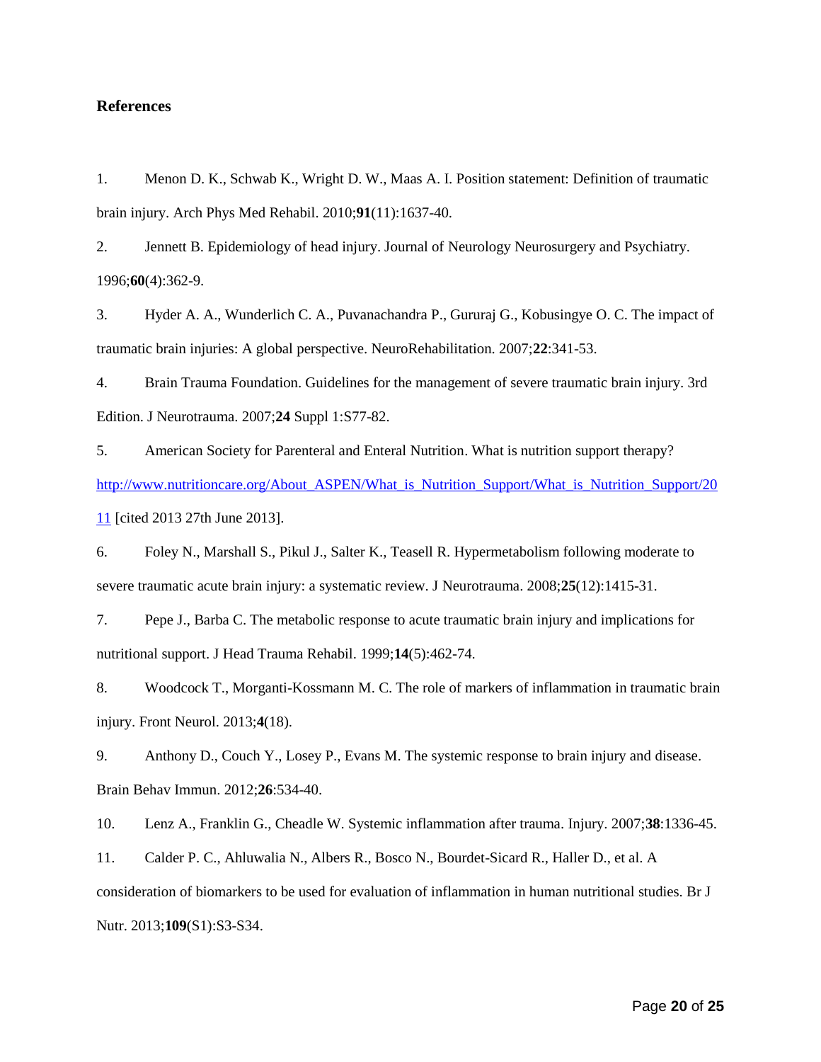## References

1. Menon D. K., Schwab K., Wright D. W., Maas A. I. Position statement: Definition of traumatic brain injury. Arch Phys Med Rehabil. 2010;**91**(11):1637-40.

2. Jennett B. Epidemiology of head injury. Journal of Neurology Neurosurgery and Psychiatry. 1996;**60**(4):362-9.

3. Hyder A. A., Wunderlich C. A., Puvanachandra P., Gururaj G., Kobusingye O. C. The impact of traumatic brain injuries: A global perspective. NeuroRehabilitation. 2007;**22**:341-53.

4. Brain Trauma Foundation. Guidelines for the management of severe traumatic brain injury. 3rd Edition. J Neurotrauma. 2007;**24** Suppl 1:S77-82.

5. American Society for Parenteral and Enteral Nutrition. What is nutrition support therapy? http://www.nutritioncare.org/About_ASPEN/What_is_Nutrition_Support/What_is_Nutrition_Support/2011 [cited 2013 27th June 2013].

6. Foley N., Marshall S., Pikul J., Salter K., Teasell R. Hypermetabolism following moderate to severe traumatic acute brain injury: a systematic review. J Neurotrauma. 2008;**25**(12):1415-31.

7. Pepe J., Barba C. The metabolic response to acute traumatic brain injury and implications for nutritional support. J Head Trauma Rehabil. 1999;**14**(5):462-74.

8. Woodcock T., Morganti-Kossmann M. C. The role of markers of inflammation in traumatic brain injury. Front Neurol. 2013;**4**(18).

9. Anthony D., Couch Y., Losey P., Evans M. The systemic response to brain injury and disease. Brain Behav Immun. 2012;**26**:534-40.

10. Lenz A., Franklin G., Cheadle W. Systemic inflammation after trauma. Injury. 2007;**38**:1336-45.

11. Calder P. C., Ahluwalia N., Albers R., Bosco N., Bourdet-Sicard R., Haller D., et al. A consideration of biomarkers to be used for evaluation of inflammation in human nutritional studies. Br J Nutr. 2013;**109**(S1):S3-S34.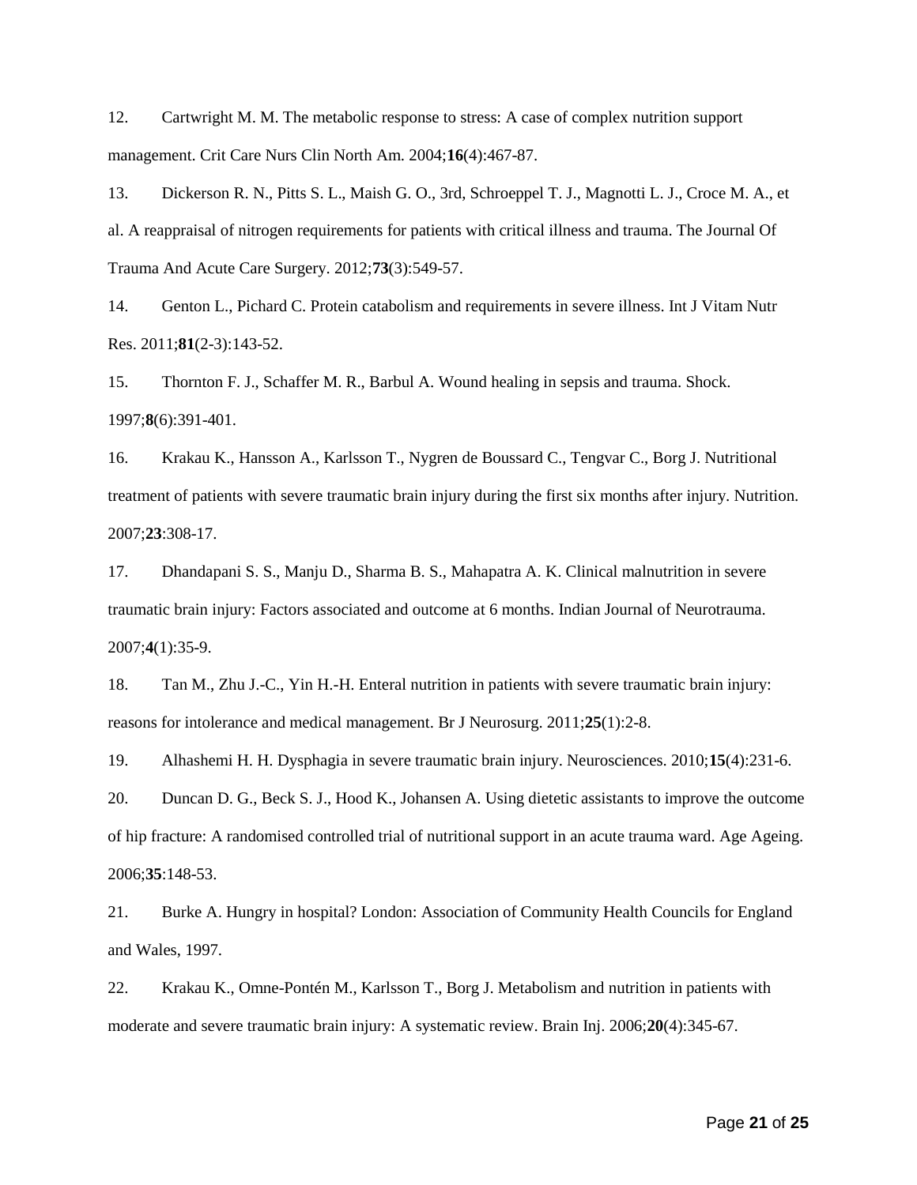12. Cartwright M. M. The metabolic response to stress: A case of complex nutrition support management. Crit Care Nurs Clin North Am. 2004;**16**(4):467-87.

13. Dickerson R. N., Pitts S. L., Maish G. O., 3rd, Schroeppel T. J., Magnotti L. J., Croce M. A., et al. A reappraisal of nitrogen requirements for patients with critical illness and trauma. The Journal Of Trauma And Acute Care Surgery. 2012;**73**(3):549-57.

14. Genton L., Pichard C. Protein catabolism and requirements in severe illness. Int J Vitam Nutr Res. 2011;**81**(2-3):143-52.

15. Thornton F. J., Schaffer M. R., Barbul A. Wound healing in sepsis and trauma. Shock. 1997;**8**(6):391-401.

16. Krakau K., Hansson A., Karlsson T., Nygren de Boussard C., Tengvar C., Borg J. Nutritional treatment of patients with severe traumatic brain injury during the first six months after injury. Nutrition. 2007;**23**:308-17.

17. Dhandapani S. S., Manju D., Sharma B. S., Mahapatra A. K. Clinical malnutrition in severe traumatic brain injury: Factors associated and outcome at 6 months. Indian Journal of Neurotrauma. 2007;**4**(1):35-9.

18. Tan M., Zhu J.-C., Yin H.-H. Enteral nutrition in patients with severe traumatic brain injury: reasons for intolerance and medical management. Br J Neurosurg. 2011;**25**(1):2-8.

19. Alhashemi H. H. Dysphagia in severe traumatic brain injury. Neurosciences. 2010;**15**(4):231-6.

20. Duncan D. G., Beck S. J., Hood K., Johansen A. Using dietetic assistants to improve the outcome of hip fracture: A randomised controlled trial of nutritional support in an acute trauma ward. Age Ageing. 2006;**35**:148-53.

21. Burke A. Hungry in hospital? London: Association of Community Health Councils for England and Wales, 1997.

22. Krakau K., Omne-Pontén M., Karlsson T., Borg J. Metabolism and nutrition in patients with moderate and severe traumatic brain injury: A systematic review. Brain Inj. 2006;**20**(4):345-67.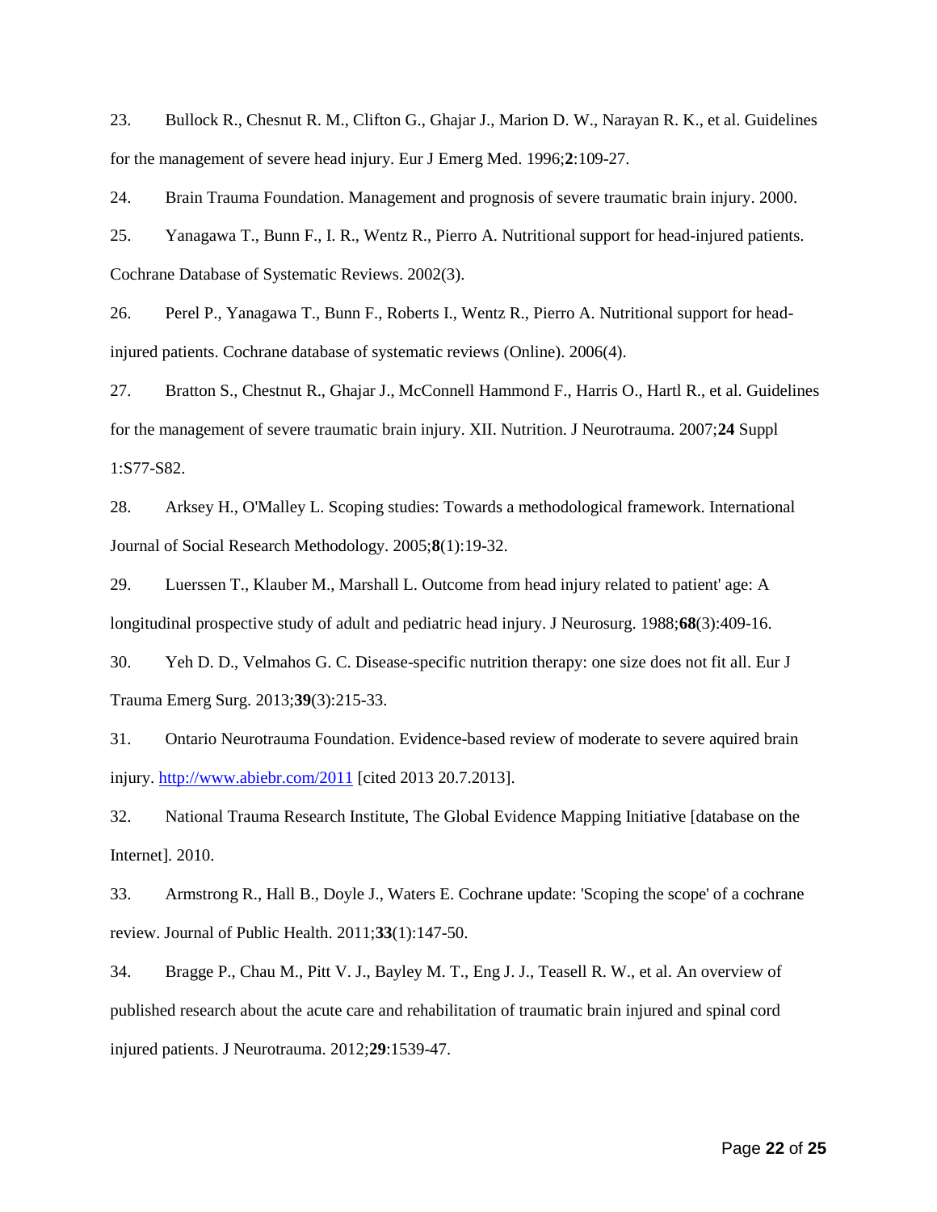23. Bullock R., Chesnut R. M., Clifton G., Ghajar J., Marion D. W., Narayan R. K., et al. Guidelines for the management of severe head injury. Eur J Emerg Med. 1996;**2**:109-27.

24. Brain Trauma Foundation. Management and prognosis of severe traumatic brain injury. 2000.

25. Yanagawa T., Bunn F., I. R., Wentz R., Pierro A. Nutritional support for head-injured patients. Cochrane Database of Systematic Reviews. 2002(3).

26. Perel P., Yanagawa T., Bunn F., Roberts I., Wentz R., Pierro A. Nutritional support for head-injured patients. Cochrane database of systematic reviews (Online). 2006(4).

27. Bratton S., Chestnut R., Ghajar J., McConnell Hammond F., Harris O., Hartl R., et al. Guidelines for the management of severe traumatic brain injury. XII. Nutrition. J Neurotrauma. 2007;**24** Suppl 1:S77-S82.

28. Arksey H., O'Malley L. Scoping studies: Towards a methodological framework. International Journal of Social Research Methodology. 2005;**8**(1):19-32.

29. Luerssen T., Klauber M., Marshall L. Outcome from head injury related to patient' age: A longitudinal prospective study of adult and pediatric head injury. J Neurosurg. 1988;**68**(3):409-16.

30. Yeh D. D., Velmahos G. C. Disease-specific nutrition therapy: one size does not fit all. Eur J Trauma Emerg Surg. 2013;**39**(3):215-33.

31. Ontario Neurotrauma Foundation. Evidence-based review of moderate to severe aquired brain injury. http://www.abiebr.com/2011 [cited 2013 20.7.2013].

32. National Trauma Research Institute, The Global Evidence Mapping Initiative [database on the Internet]. 2010.

33. Armstrong R., Hall B., Doyle J., Waters E. Cochrane update: 'Scoping the scope' of a cochrane review. Journal of Public Health. 2011;**33**(1):147-50.

34. Bragge P., Chau M., Pitt V. J., Bayley M. T., Eng J. J., Teasell R. W., et al. An overview of published research about the acute care and rehabilitation of traumatic brain injured and spinal cord injured patients. J Neurotrauma. 2012;**29**:1539-47.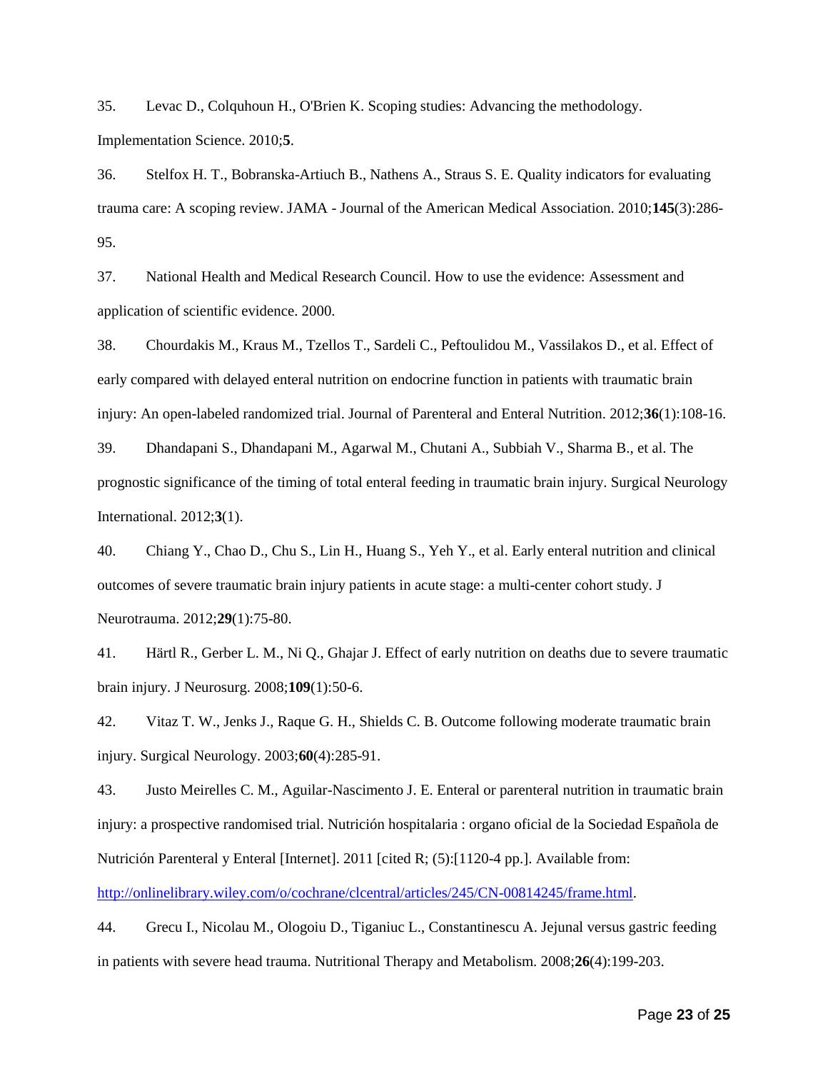35. Levac D., Colquhoun H., O'Brien K. Scoping studies: Advancing the methodology. Implementation Science. 2010;**5**.

36. Stelfox H. T., Bobranska-Artiuch B., Nathens A., Straus S. E. Quality indicators for evaluating trauma care: A scoping review. JAMA - Journal of the American Medical Association. 2010;**145**(3):286-95.

37. National Health and Medical Research Council. How to use the evidence: Assessment and application of scientific evidence. 2000.

38. Chourdakis M., Kraus M., Tzellos T., Sardeli C., Peftoulidou M., Vassilakos D., et al. Effect of early compared with delayed enteral nutrition on endocrine function in patients with traumatic brain injury: An open-labeled randomized trial. Journal of Parenteral and Enteral Nutrition. 2012;**36**(1):108-16.

39. Dhandapani S., Dhandapani M., Agarwal M., Chutani A., Subbiah V., Sharma B., et al. The prognostic significance of the timing of total enteral feeding in traumatic brain injury. Surgical Neurology International. 2012;**3**(1).

40. Chiang Y., Chao D., Chu S., Lin H., Huang S., Yeh Y., et al. Early enteral nutrition and clinical outcomes of severe traumatic brain injury patients in acute stage: a multi-center cohort study. J Neurotrauma. 2012;**29**(1):75-80.

41. Härtl R., Gerber L. M., Ni Q., Ghajar J. Effect of early nutrition on deaths due to severe traumatic brain injury. J Neurosurg. 2008;**109**(1):50-6.

42. Vitaz T. W., Jenks J., Raque G. H., Shields C. B. Outcome following moderate traumatic brain injury. Surgical Neurology. 2003;**60**(4):285-91.

43. Justo Meirelles C. M., Aguilar-Nascimento J. E. Enteral or parenteral nutrition in traumatic brain injury: a prospective randomised trial. Nutrición hospitalaria : organo oficial de la Sociedad Española de Nutrición Parenteral y Enteral [Internet]. 2011 [cited R; (5):[1120-4 pp.]. Available from: http://onlinelibrary.wiley.com/o/cochrane/clcentral/articles/245/CN-00814245/frame.html.

44. Grecu I., Nicolau M., Ologoiu D., Tiganiuc L., Constantinescu A. Jejunal versus gastric feeding in patients with severe head trauma. Nutritional Therapy and Metabolism. 2008;**26**(4):199-203.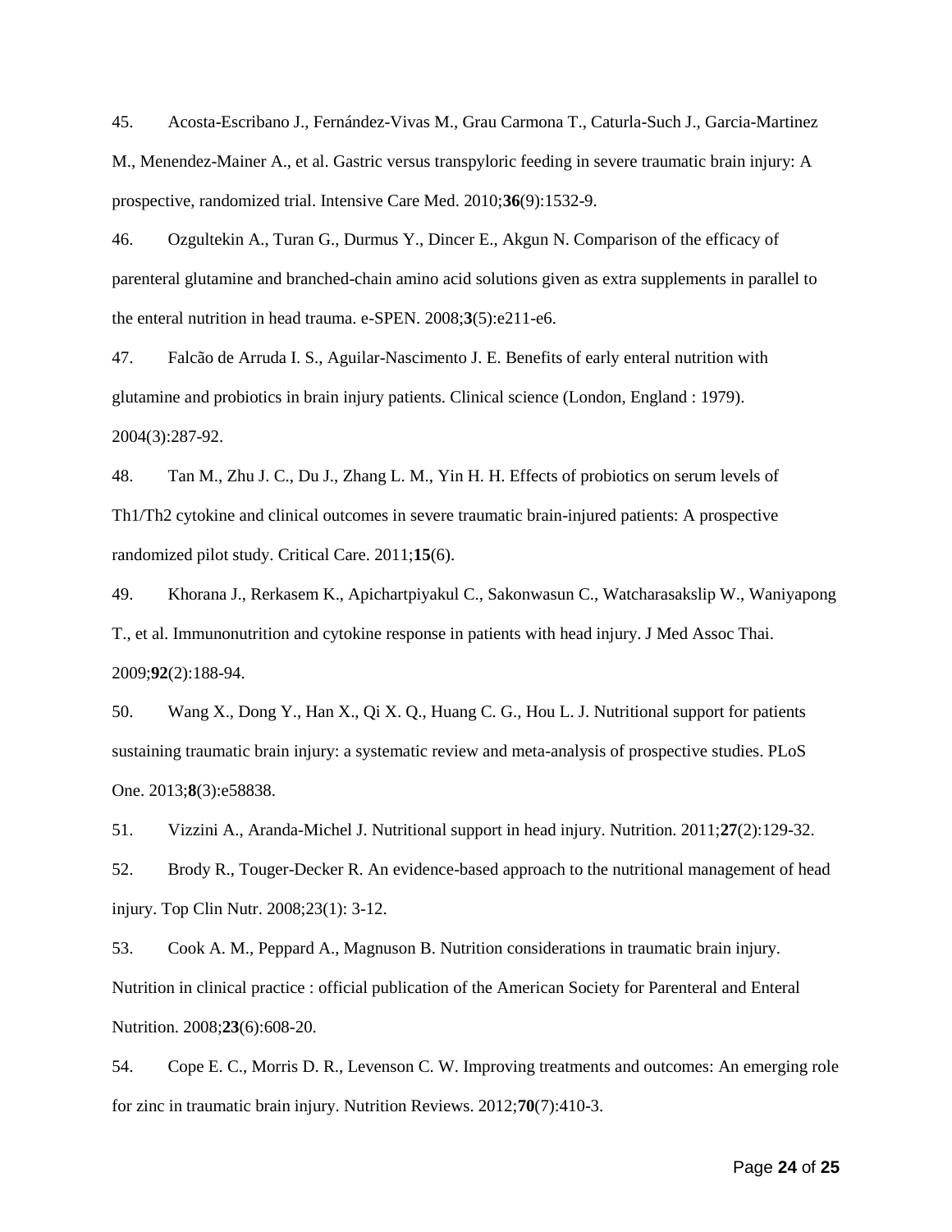45. Acosta-Escribano J., Fernández-Vivas M., Grau Carmona T., Caturla-Such J., Garcia-Martinez M., Menendez-Mainer A., et al. Gastric versus transpyloric feeding in severe traumatic brain injury: A prospective, randomized trial. Intensive Care Med. 2010;**36**(9):1532-9.

46. Ozgultekin A., Turan G., Durmus Y., Dincer E., Akgun N. Comparison of the efficacy of parenteral glutamine and branched-chain amino acid solutions given as extra supplements in parallel to the enteral nutrition in head trauma. e-SPEN. 2008;**3**(5):e211-e6.

47. Falcão de Arruda I. S., Aguilar-Nascimento J. E. Benefits of early enteral nutrition with glutamine and probiotics in brain injury patients. Clinical science (London, England : 1979). 2004(3):287-92.

48. Tan M., Zhu J. C., Du J., Zhang L. M., Yin H. H. Effects of probiotics on serum levels of Th1/Th2 cytokine and clinical outcomes in severe traumatic brain-injured patients: A prospective randomized pilot study. Critical Care. 2011;**15**(6).

49. Khorana J., Rerkasem K., Apichartpiyakul C., Sakonwasun C., Watcharasakslip W., Waniyapong T., et al. Immunonutrition and cytokine response in patients with head injury. J Med Assoc Thai. 2009;**92**(2):188-94.

50. Wang X., Dong Y., Han X., Qi X. Q., Huang C. G., Hou L. J. Nutritional support for patients sustaining traumatic brain injury: a systematic review and meta-analysis of prospective studies. PLoS One. 2013;**8**(3):e58838.

51. Vizzini A., Aranda-Michel J. Nutritional support in head injury. Nutrition. 2011;**27**(2):129-32.

52. Brody R., Touger-Decker R. An evidence-based approach to the nutritional management of head injury. Top Clin Nutr. 2008;23(1): 3-12.

53. Cook A. M., Peppard A., Magnuson B. Nutrition considerations in traumatic brain injury. Nutrition in clinical practice : official publication of the American Society for Parenteral and Enteral Nutrition. 2008;**23**(6):608-20.

54. Cope E. C., Morris D. R., Levenson C. W. Improving treatments and outcomes: An emerging role for zinc in traumatic brain injury. Nutrition Reviews. 2012;**70**(7):410-3.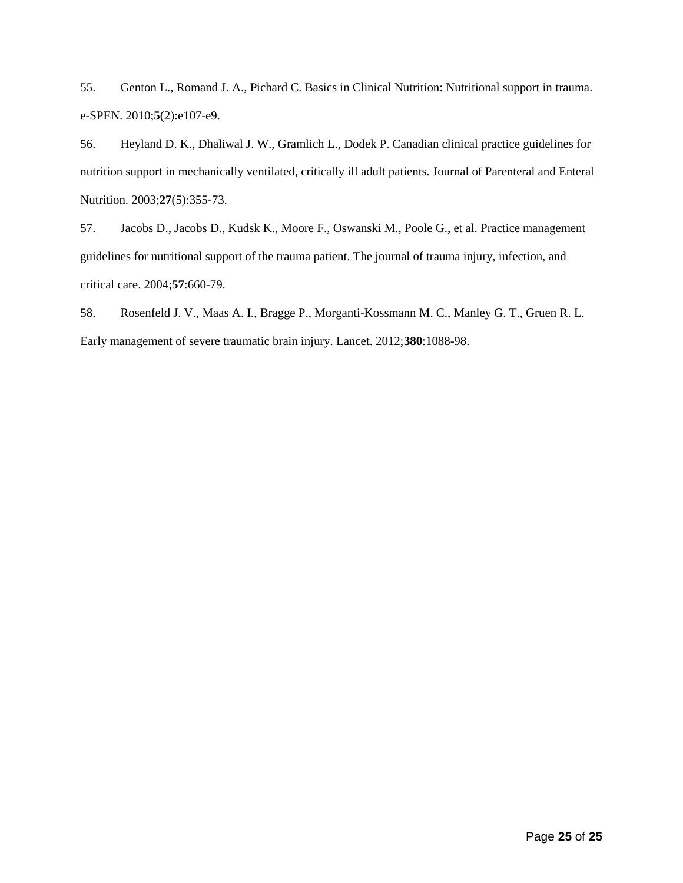55. Genton L., Romand J. A., Pichard C. Basics in Clinical Nutrition: Nutritional support in trauma. e-SPEN. 2010;**5**(2):e107-e9.

56. Heyland D. K., Dhaliwal J. W., Gramlich L., Dodek P. Canadian clinical practice guidelines for nutrition support in mechanically ventilated, critically ill adult patients. Journal of Parenteral and Enteral Nutrition. 2003;**27**(5):355-73.

57. Jacobs D., Jacobs D., Kudsk K., Moore F., Oswanski M., Poole G., et al. Practice management guidelines for nutritional support of the trauma patient. The journal of trauma injury, infection, and critical care. 2004;**57**:660-79.

58. Rosenfeld J. V., Maas A. I., Bragge P., Morganti-Kossmann M. C., Manley G. T., Gruen R. L. Early management of severe traumatic brain injury. Lancet. 2012;**380**:1088-98.